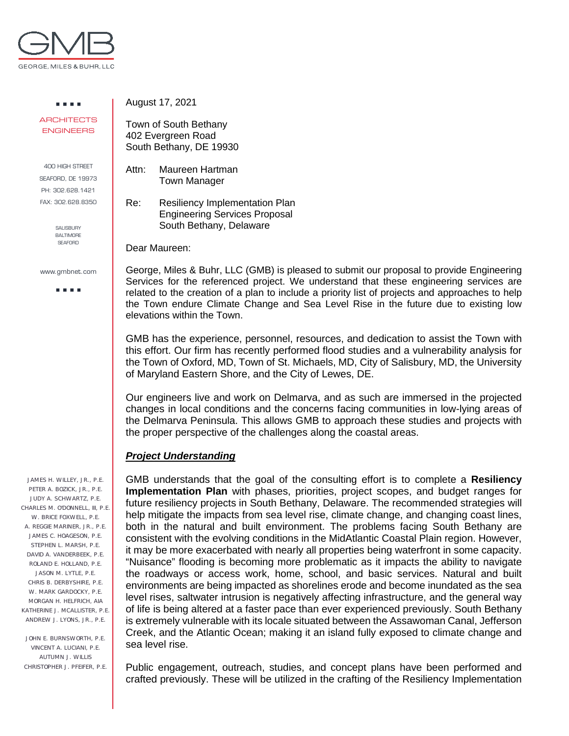GEORGE, MILES & BUHR, LLC

ARCHITECTS
ENGINEERS

400 HIGH STREET
SEAFORD, DE 19973
PH: 302.628.1421
FAX: 302.628.8350

SALISBURY
BALTIMORE
SEAFORD

www.gmbnet.com

JAMES H. WILLEY, JR., P.E.
PETER A. BOZICK, JR., P.E.
JUDY A. SCHWARTZ, P.E.
CHARLES M. O'DONNELL, III, P.E.
W. BRICE FOXWELL, P.E.
A. REGGIE MARINER, JR., P.E.
JAMES C. HOAGESON, P.E.
STEPHEN L. MARSH, P.E.
DAVID A. VANDERBEEK, P.E.
ROLAND E. HOLLAND, P.E.
JASON M. LYTLE, P.E.
CHRIS B. DERBYSHIRE, P.E.
W. MARK GARDOCKY, P.E.
MORGAN H. HELFRICH, AIA
KATHERINE J. MCALLISTER, P.E.
ANDREW J. LYONS, JR., P.E.

JOHN E. BURNSWORTH, P.E.
VINCENT A. LUCIANI, P.E.
AUTUMN J. WILLIS
CHRISTOPHER J. PFEIFER, P.E.

August 17, 2021

Town of South Bethany
402 Evergreen Road
South Bethany, DE 19930

Attn: Maureen Hartman
Town Manager

Re: Resiliency Implementation Plan
Engineering Services Proposal
South Bethany, Delaware

Dear Maureen:

George, Miles & Buhr, LLC (GMB) is pleased to submit our proposal to provide Engineering Services for the referenced project. We understand that these engineering services are related to the creation of a plan to include a priority list of projects and approaches to help the Town endure Climate Change and Sea Level Rise in the future due to existing low elevations within the Town.

GMB has the experience, personnel, resources, and dedication to assist the Town with this effort. Our firm has recently performed flood studies and a vulnerability analysis for the Town of Oxford, MD, Town of St. Michaels, MD, City of Salisbury, MD, the University of Maryland Eastern Shore, and the City of Lewes, DE.

Our engineers live and work on Delmarva, and as such are immersed in the projected changes in local conditions and the concerns facing communities in low-lying areas of the Delmarva Peninsula. This allows GMB to approach these studies and projects with the proper perspective of the challenges along the coastal areas.

## ***Project Understanding***

GMB understands that the goal of the consulting effort is to complete a **Resiliency Implementation Plan** with phases, priorities, project scopes, and budget ranges for future resiliency projects in South Bethany, Delaware. The recommended strategies will help mitigate the impacts from sea level rise, climate change, and changing coast lines, both in the natural and built environment. The problems facing South Bethany are consistent with the evolving conditions in the MidAtlantic Coastal Plain region. However, it may be more exacerbated with nearly all properties being waterfront in some capacity. "Nuisance" flooding is becoming more problematic as it impacts the ability to navigate the roadways or access work, home, school, and basic services. Natural and built environments are being impacted as shorelines erode and become inundated as the sea level rises, saltwater intrusion is negatively affecting infrastructure, and the general way of life is being altered at a faster pace than ever experienced previously. South Bethany is extremely vulnerable with its locale situated between the Assawoman Canal, Jefferson Creek, and the Atlantic Ocean; making it an island fully exposed to climate change and sea level rise.

Public engagement, outreach, studies, and concept plans have been performed and crafted previously. These will be utilized in the crafting of the Resiliency Implementation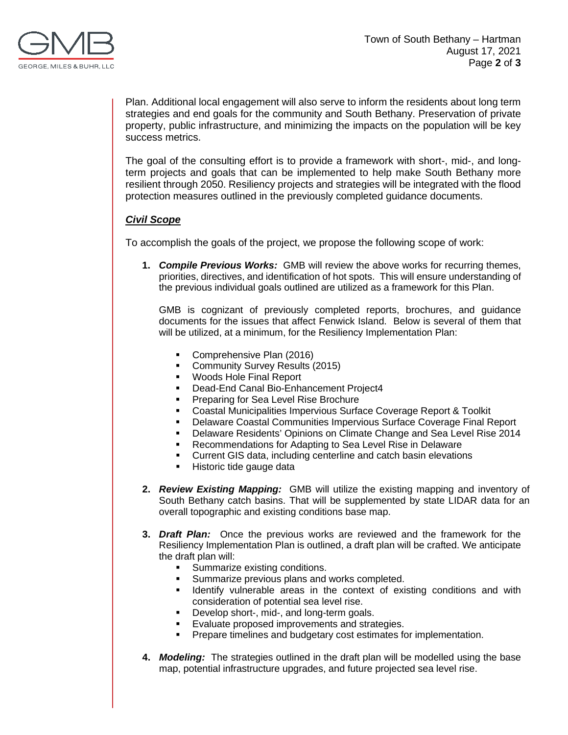Plan. Additional local engagement will also serve to inform the residents about long term strategies and end goals for the community and South Bethany. Preservation of private property, public infrastructure, and minimizing the impacts on the population will be key success metrics.

The goal of the consulting effort is to provide a framework with short-, mid-, and long-term projects and goals that can be implemented to help make South Bethany more resilient through 2050. Resiliency projects and strategies will be integrated with the flood protection measures outlined in the previously completed guidance documents.

***Civil Scope***

To accomplish the goals of the project, we propose the following scope of work:

1. ***Compile Previous Works:*** GMB will review the above works for recurring themes, priorities, directives, and identification of hot spots. This will ensure understanding of the previous individual goals outlined are utilized as a framework for this Plan.

   GMB is cognizant of previously completed reports, brochures, and guidance documents for the issues that affect Fenwick Island. Below is several of them that will be utilized, at a minimum, for the Resiliency Implementation Plan:

   - Comprehensive Plan (2016)
   - Community Survey Results (2015)
   - Woods Hole Final Report
   - Dead-End Canal Bio-Enhancement Project4
   - Preparing for Sea Level Rise Brochure
   - Coastal Municipalities Impervious Surface Coverage Report & Toolkit
   - Delaware Coastal Communities Impervious Surface Coverage Final Report
   - Delaware Residents' Opinions on Climate Change and Sea Level Rise 2014
   - Recommendations for Adapting to Sea Level Rise in Delaware
   - Current GIS data, including centerline and catch basin elevations
   - Historic tide gauge data

2. ***Review Existing Mapping:*** GMB will utilize the existing mapping and inventory of South Bethany catch basins. That will be supplemented by state LIDAR data for an overall topographic and existing conditions base map.

3. ***Draft Plan:*** Once the previous works are reviewed and the framework for the Resiliency Implementation Plan is outlined, a draft plan will be crafted. We anticipate the draft plan will:
   - Summarize existing conditions.
   - Summarize previous plans and works completed.
   - Identify vulnerable areas in the context of existing conditions and with consideration of potential sea level rise.
   - Develop short-, mid-, and long-term goals.
   - Evaluate proposed improvements and strategies.
   - Prepare timelines and budgetary cost estimates for implementation.

4. ***Modeling:*** The strategies outlined in the draft plan will be modelled using the base map, potential infrastructure upgrades, and future projected sea level rise.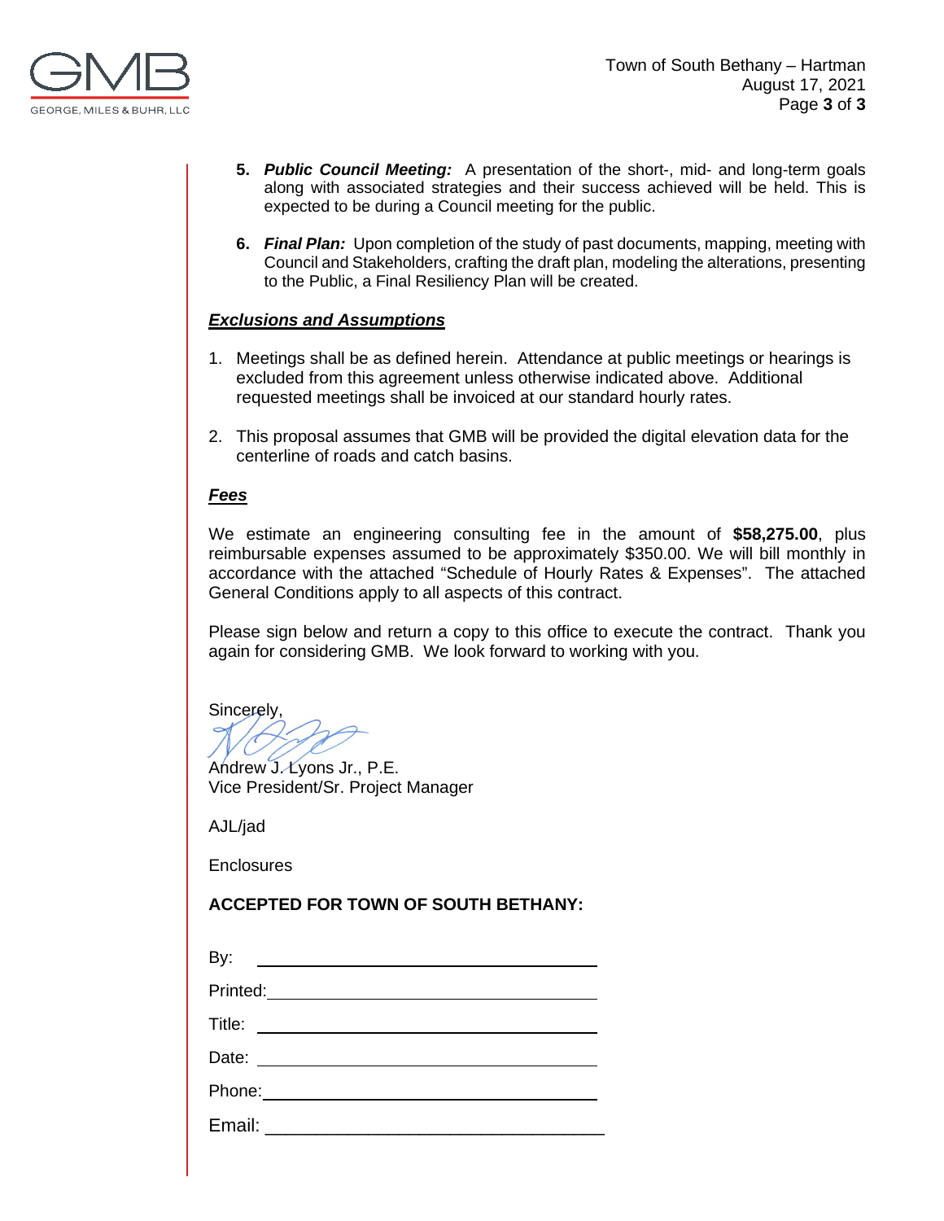5. ***Public Council Meeting:*** A presentation of the short-, mid- and long-term goals along with associated strategies and their success achieved will be held. This is expected to be during a Council meeting for the public.

6. ***Final Plan:*** Upon completion of the study of past documents, mapping, meeting with Council and Stakeholders, crafting the draft plan, modeling the alterations, presenting to the Public, a Final Resiliency Plan will be created.

***Exclusions and Assumptions***

1. Meetings shall be as defined herein. Attendance at public meetings or hearings is excluded from this agreement unless otherwise indicated above. Additional requested meetings shall be invoiced at our standard hourly rates.

2. This proposal assumes that GMB will be provided the digital elevation data for the centerline of roads and catch basins.

***Fees***

We estimate an engineering consulting fee in the amount of **$58,275.00**, plus reimbursable expenses assumed to be approximately $350.00. We will bill monthly in accordance with the attached "Schedule of Hourly Rates & Expenses". The attached General Conditions apply to all aspects of this contract.

Please sign below and return a copy to this office to execute the contract. Thank you again for considering GMB. We look forward to working with you.

Sincerely,

Andrew J. Lyons Jr., P.E.
Vice President/Sr. Project Manager

AJL/jad

Enclosures

**ACCEPTED FOR TOWN OF SOUTH BETHANY:**

By: ______________________________

Printed: ______________________________

Title: ______________________________

Date: ______________________________

Phone: ______________________________

Email: ______________________________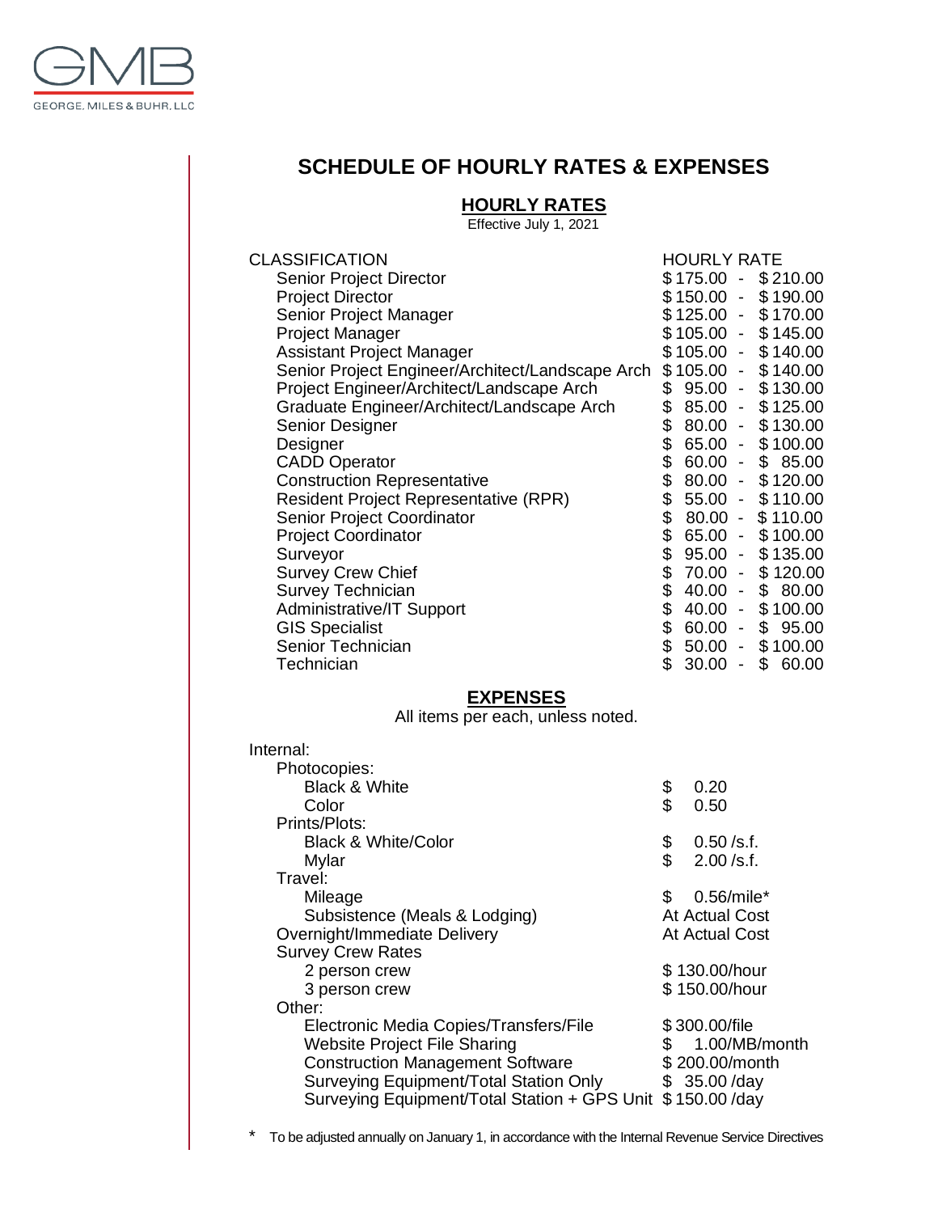GMB
GEORGE, MILES & BUHR, LLC

# SCHEDULE OF HOURLY RATES & EXPENSES

## HOURLY RATES

Effective July 1, 2021

| CLASSIFICATION | HOURLY RATE |
|---|---|
| Senior Project Director | $ 175.00 - $ 210.00 |
| Project Director | $ 150.00 - $ 190.00 |
| Senior Project Manager | $ 125.00 - $ 170.00 |
| Project Manager | $ 105.00 - $ 145.00 |
| Assistant Project Manager | $ 105.00 - $ 140.00 |
| Senior Project Engineer/Architect/Landscape Arch | $ 105.00 - $ 140.00 |
| Project Engineer/Architect/Landscape Arch | $ 95.00 - $ 130.00 |
| Graduate Engineer/Architect/Landscape Arch | $ 85.00 - $ 125.00 |
| Senior Designer | $ 80.00 - $ 130.00 |
| Designer | $ 65.00 - $ 100.00 |
| CADD Operator | $ 60.00 - $ 85.00 |
| Construction Representative | $ 80.00 - $ 120.00 |
| Resident Project Representative (RPR) | $ 55.00 - $ 110.00 |
| Senior Project Coordinator | $ 80.00 - $ 110.00 |
| Project Coordinator | $ 65.00 - $ 100.00 |
| Surveyor | $ 95.00 - $ 135.00 |
| Survey Crew Chief | $ 70.00 - $ 120.00 |
| Survey Technician | $ 40.00 - $ 80.00 |
| Administrative/IT Support | $ 40.00 - $ 100.00 |
| GIS Specialist | $ 60.00 - $ 95.00 |
| Senior Technician | $ 50.00 - $ 100.00 |
| Technician | $ 30.00 - $ 60.00 |

## EXPENSES

All items per each, unless noted.

| Item | Rate |
|---|---|
| **Internal:** | |
| Photocopies: | |
| Black & White | $ 0.20 |
| Color | $ 0.50 |
| Prints/Plots: | |
| Black & White/Color | $ 0.50 /s.f. |
| Mylar | $ 2.00 /s.f. |
| Travel: | |
| Mileage | $ 0.56/mile* |
| Subsistence (Meals & Lodging) | At Actual Cost |
| Overnight/Immediate Delivery | At Actual Cost |
| Survey Crew Rates | |
| 2 person crew | $ 130.00/hour |
| 3 person crew | $ 150.00/hour |
| Other: | |
| Electronic Media Copies/Transfers/File | $ 300.00/file |
| Website Project File Sharing | $ 1.00/MB/month |
| Construction Management Software | $ 200.00/month |
| Surveying Equipment/Total Station Only | $ 35.00 /day |
| Surveying Equipment/Total Station + GPS Unit | $ 150.00 /day |

\* To be adjusted annually on January 1, in accordance with the Internal Revenue Service Directives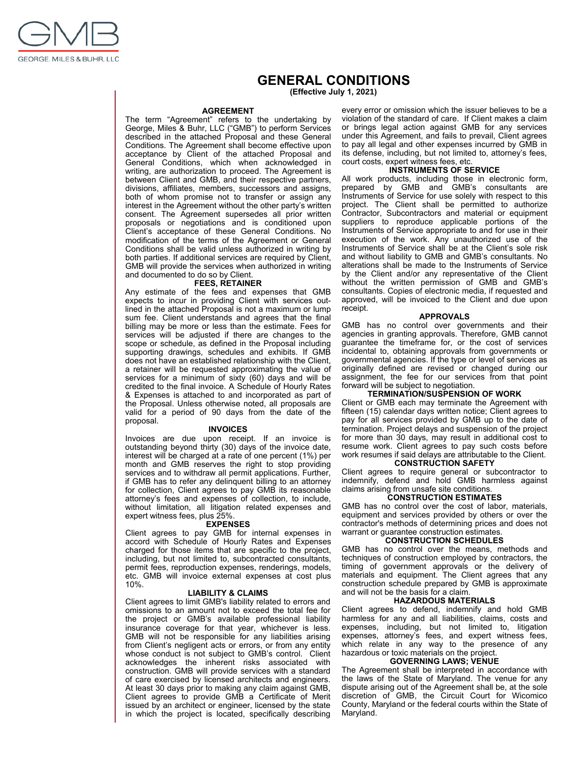# GENERAL CONDITIONS

**(Effective July 1, 2021)**

### AGREEMENT

The term "Agreement" refers to the undertaking by George, Miles & Buhr, LLC ("GMB") to perform Services described in the attached Proposal and these General Conditions. The Agreement shall become effective upon acceptance by Client of the attached Proposal and General Conditions, which when acknowledged in writing, are authorization to proceed. The Agreement is between Client and GMB, and their respective partners, divisions, affiliates, members, successors and assigns, both of whom promise not to transfer or assign any interest in the Agreement without the other party's written consent. The Agreement supersedes all prior written proposals or negotiations and is conditioned upon Client's acceptance of these General Conditions. No modification of the terms of the Agreement or General Conditions shall be valid unless authorized in writing by both parties. If additional services are required by Client, GMB will provide the services when authorized in writing and documented to do so by Client.

### FEES, RETAINER

Any estimate of the fees and expenses that GMB expects to incur in providing Client with services outlined in the attached Proposal is not a maximum or lump sum fee. Client understands and agrees that the final billing may be more or less than the estimate. Fees for services will be adjusted if there are changes to the scope or schedule, as defined in the Proposal including supporting drawings, schedules and exhibits. If GMB does not have an established relationship with the Client, a retainer will be requested approximating the value of services for a minimum of sixty (60) days and will be credited to the final invoice. A Schedule of Hourly Rates & Expenses is attached to and incorporated as part of the Proposal. Unless otherwise noted, all proposals are valid for a period of 90 days from the date of the proposal.

### INVOICES

Invoices are due upon receipt. If an invoice is outstanding beyond thirty (30) days of the invoice date, interest will be charged at a rate of one percent (1%) per month and GMB reserves the right to stop providing services and to withdraw all permit applications. Further, if GMB has to refer any delinquent billing to an attorney for collection, Client agrees to pay GMB its reasonable attorney's fees and expenses of collection, to include, without limitation, all litigation related expenses and expert witness fees, plus 25%.

### EXPENSES

Client agrees to pay GMB for internal expenses in accord with Schedule of Hourly Rates and Expenses charged for those items that are specific to the project, including, but not limited to, subcontracted consultants, permit fees, reproduction expenses, renderings, models, etc. GMB will invoice external expenses at cost plus 10%.

### LIABILITY & CLAIMS

Client agrees to limit GMB's liability related to errors and omissions to an amount not to exceed the total fee for the project or GMB's available professional liability insurance coverage for that year, whichever is less. GMB will not be responsible for any liabilities arising from Client's negligent acts or errors, or from any entity whose conduct is not subject to GMB's control. Client acknowledges the inherent risks associated with construction. GMB will provide services with a standard of care exercised by licensed architects and engineers. At least 30 days prior to making any claim against GMB, Client agrees to provide GMB a Certificate of Merit issued by an architect or engineer, licensed by the state in which the project is located, specifically describing every error or omission which the issuer believes to be a violation of the standard of care. If Client makes a claim or brings legal action against GMB for any services under this Agreement, and fails to prevail, Client agrees to pay all legal and other expenses incurred by GMB in its defense, including, but not limited to, attorney's fees, court costs, expert witness fees, etc.

### INSTRUMENTS OF SERVICE

All work products, including those in electronic form, prepared by GMB and GMB's consultants are Instruments of Service for use solely with respect to this project. The Client shall be permitted to authorize Contractor, Subcontractors and material or equipment suppliers to reproduce applicable portions of the Instruments of Service appropriate to and for use in their execution of the work. Any unauthorized use of the Instruments of Service shall be at the Client's sole risk and without liability to GMB and GMB's consultants. No alterations shall be made to the Instruments of Service by the Client and/or any representative of the Client without the written permission of GMB and GMB's consultants. Copies of electronic media, if requested and approved, will be invoiced to the Client and due upon receipt.

### APPROVALS

GMB has no control over governments and their agencies in granting approvals. Therefore, GMB cannot guarantee the timeframe for, or the cost of services incidental to, obtaining approvals from governments or governmental agencies. If the type or level of services as originally defined are revised or changed during our assignment, the fee for our services from that point forward will be subject to negotiation.

### TERMINATION/SUSPENSION OF WORK

Client or GMB each may terminate the Agreement with fifteen (15) calendar days written notice; Client agrees to pay for all services provided by GMB up to the date of termination. Project delays and suspension of the project for more than 30 days, may result in additional cost to resume work. Client agrees to pay such costs before work resumes if said delays are attributable to the Client.

### CONSTRUCTION SAFETY

Client agrees to require general or subcontractor to indemnify, defend and hold GMB harmless against claims arising from unsafe site conditions.

### CONSTRUCTION ESTIMATES

GMB has no control over the cost of labor, materials, equipment and services provided by others or over the contractor's methods of determining prices and does not warrant or guarantee construction estimates.

### CONSTRUCTION SCHEDULES

GMB has no control over the means, methods and techniques of construction employed by contractors, the timing of government approvals or the delivery of materials and equipment. The Client agrees that any construction schedule prepared by GMB is approximate and will not be the basis for a claim.

### HAZARDOUS MATERIALS

Client agrees to defend, indemnify and hold GMB harmless for any and all liabilities, claims, costs and expenses, including, but not limited to, litigation expenses, attorney's fees, and expert witness fees, which relate in any way to the presence of any hazardous or toxic materials on the project.

### GOVERNING LAWS; VENUE

The Agreement shall be interpreted in accordance with the laws of the State of Maryland. The venue for any dispute arising out of the Agreement shall be, at the sole discretion of GMB, the Circuit Court for Wicomico County, Maryland or the federal courts within the State of Maryland.